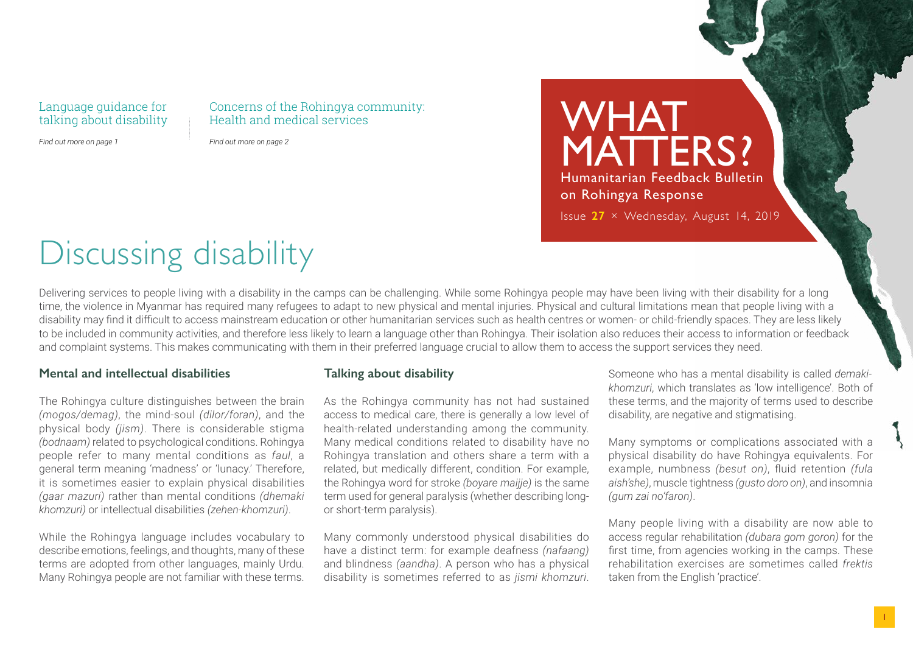Language guidance for talking about disability

*Find out more on page 1*

Concerns of the Rohingya community: Health and medical services

*Find out more on page 2*

# WHAT MATTERS?

Humanitarian Feedback Bulletin on Rohingya Response

Issue **27** × Wednesday, August 14, 2019

# Discussing disability

Delivering services to people living with a disability in the camps can be challenging. While some Rohingya people may have been living with their disability for a long time, the violence in Myanmar has required many refugees to adapt to new physical and mental injuries. Physical and cultural limitations mean that people living with a disability may find it difficult to access mainstream education or other humanitarian services such as health centres or women- or child-friendly spaces. They are less likely to be included in community activities, and therefore less likely to learn a language other than Rohingya. Their isolation also reduces their access to information or feedback and complaint systems. This makes communicating with them in their preferred language crucial to allow them to access the support services they need.

### Mental and intellectual disabilities

The Rohingya culture distinguishes between the brain *(mogos/demag)*, the mind-soul *(dilor/foran)*, and the physical body *(jism)*. There is considerable stigma *(bodnaam)* related to psychological conditions. Rohingya people refer to many mental conditions as *faul*, a general term meaning 'madness' or 'lunacy.' Therefore, it is sometimes easier to explain physical disabilities *(gaar mazuri)* rather than mental conditions *(dhemaki khomzuri)* or intellectual disabilities *(zehen-khomzuri)*.

While the Rohingya language includes vocabulary to describe emotions, feelings, and thoughts, many of these terms are adopted from other languages, mainly Urdu. Many Rohingya people are not familiar with these terms.

### Talking about disability

As the Rohingya community has not had sustained access to medical care, there is generally a low level of health-related understanding among the community. Many medical conditions related to disability have no Rohingya translation and others share a term with a related, but medically different, condition. For example, the Rohingya word for stroke *(boyare maijje)* is the same term used for general paralysis (whether describing long- or short-term paralysis).

Many commonly understood physical disabilities do have a distinct term: for example deafness *(nafaang)* and blindness *(aandha)*. A person who has a physical disability is sometimes referred to as *jismi khomzuri*. Someone who has a mental disability is called *demaki-khomzuri*, which translates as 'low intelligence'. Both of these terms, and the majority of terms used to describe disability, are negative and stigmatising.

Many symptoms or complications associated with a physical disability do have Rohingya equivalents. For example, numbness *(besut on)*, fluid retention *(fula aish'she)*, muscle tightness *(gusto doro on)*, and insomnia *(gum zai no'faron)*.

Many people living with a disability are now able to access regular rehabilitation *(dubara gom goron)* for the first time, from agencies working in the camps. These rehabilitation exercises are sometimes called *frektis* taken from the English 'practice'.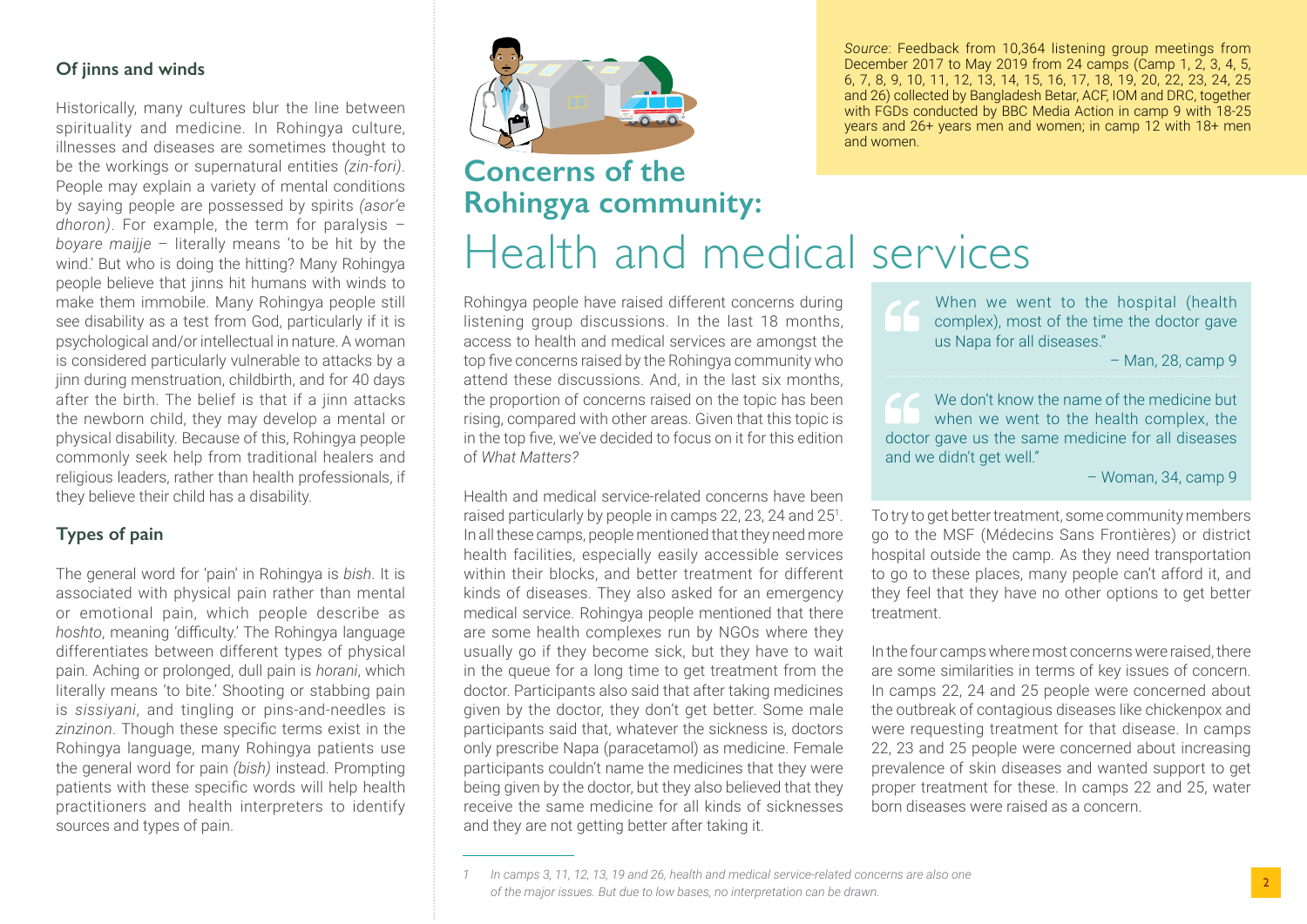### Of jinns and winds

Historically, many cultures blur the line between spirituality and medicine. In Rohingya culture, illnesses and diseases are sometimes thought to be the workings or supernatural entities *(zin-fori)*. People may explain a variety of mental conditions by saying people are possessed by spirits *(asor'e dhoron)*. For example, the term for paralysis – *boyare maijje* – literally means 'to be hit by the wind.' But who is doing the hitting? Many Rohingya people believe that jinns hit humans with winds to make them immobile. Many Rohingya people still see disability as a test from God, particularly if it is psychological and/or intellectual in nature. A woman is considered particularly vulnerable to attacks by a jinn during menstruation, childbirth, and for 40 days after the birth. The belief is that if a jinn attacks the newborn child, they may develop a mental or physical disability. Because of this, Rohingya people commonly seek help from traditional healers and religious leaders, rather than health professionals, if they believe their child has a disability.

### Types of pain

The general word for 'pain' in Rohingya is *bish*. It is associated with physical pain rather than mental or emotional pain, which people describe as *hoshto*, meaning 'difficulty.' The Rohingya language differentiates between different types of physical pain. Aching or prolonged, dull pain is *horani*, which literally means 'to bite.' Shooting or stabbing pain is *sissiyani*, and tingling or pins-and-needles is *zinzinon*. Though these specific terms exist in the Rohingya language, many Rohingya patients use the general word for pain *(bish)* instead. Prompting patients with these specific words will help health practitioners and health interpreters to identify sources and types of pain.

*Source*: Feedback from 10,364 listening group meetings from December 2017 to May 2019 from 24 camps (Camp 1, 2, 3, 4, 5, 6, 7, 8, 9, 10, 11, 12, 13, 14, 15, 16, 17, 18, 19, 20, 22, 23, 24, 25 and 26) collected by Bangladesh Betar, ACF, IOM and DRC, together with FGDs conducted by BBC Media Action in camp 9 with 18-25 years and 26+ years men and women; in camp 12 with 18+ men and women.

## Concerns of the Rohingya community:

# Health and medical services

Rohingya people have raised different concerns during listening group discussions. In the last 18 months, access to health and medical services are amongst the top five concerns raised by the Rohingya community who attend these discussions. And, in the last six months, the proportion of concerns raised on the topic has been rising, compared with other areas. Given that this topic is in the top five, we've decided to focus on it for this edition of *What Matters?*

Health and medical service-related concerns have been raised particularly by people in camps 22, 23, 24 and 25[1]. In all these camps, people mentioned that they need more health facilities, especially easily accessible services within their blocks, and better treatment for different kinds of diseases. They also asked for an emergency medical service. Rohingya people mentioned that there are some health complexes run by NGOs where they usually go if they become sick, but they have to wait in the queue for a long time to get treatment from the doctor. Participants also said that after taking medicines given by the doctor, they don't get better. Some male participants said that, whatever the sickness is, doctors only prescribe Napa (paracetamol) as medicine. Female participants couldn't name the medicines that they were being given by the doctor, but they also believed that they receive the same medicine for all kinds of sicknesses and they are not getting better after taking it.

> "When we went to the hospital (health complex), most of the time the doctor gave us Napa for all diseases."
>
> – Man, 28, camp 9

> "We don't know the name of the medicine but when we went to the health complex, the doctor gave us the same medicine for all diseases and we didn't get well."
>
> – Woman, 34, camp 9

To try to get better treatment, some community members go to the MSF (Médecins Sans Frontières) or district hospital outside the camp. As they need transportation to go to these places, many people can't afford it, and they feel that they have no other options to get better treatment.

In the four camps where most concerns were raised, there are some similarities in terms of key issues of concern. In camps 22, 24 and 25 people were concerned about the outbreak of contagious diseases like chickenpox and were requesting treatment for that disease. In camps 22, 23 and 25 people were concerned about increasing prevalence of skin diseases and wanted support to get proper treatment for these. In camps 22 and 25, water born diseases were raised as a concern.

[1] *In camps 3, 11, 12, 13, 19 and 26, health and medical service-related concerns are also one of the major issues. But due to low bases, no interpretation can be drawn.*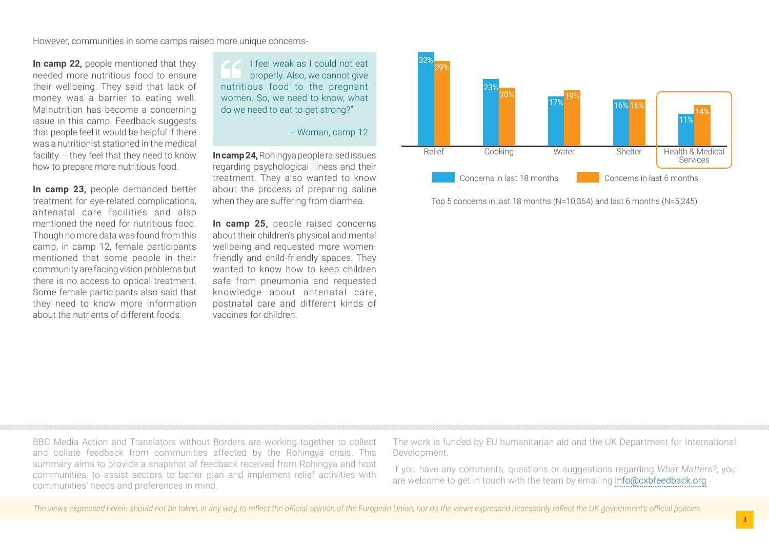However, communities in some camps raised more unique concerns-

**In camp 22,** people mentioned that they needed more nutritious food to ensure their wellbeing. They said that lack of money was a barrier to eating well. Malnutrition has become a concerning issue in this camp. Feedback suggests that people feel it would be helpful if there was a nutritionist stationed in the medical facility – they feel that they need to know how to prepare more nutritious food.

**In camp 23,** people demanded better treatment for eye-related complications, antenatal care facilities and also mentioned the need for nutritious food. Though no more data was found from this camp, in camp 12, female participants mentioned that some people in their community are facing vision problems but there is no access to optical treatment. Some female participants also said that they need to know more information about the nutrients of different foods.

> I feel weak as I could not eat properly. Also, we cannot give nutritious food to the pregnant women. So, we need to know, what do we need to eat to get strong?"
>
> – Woman, camp 12

**In camp 24,** Rohingya people raised issues regarding psychological illness and their treatment. They also wanted to know about the process of preparing saline when they are suffering from diarrhea.

**In camp 25,** people raised concerns about their children's physical and mental wellbeing and requested more women-friendly and child-friendly spaces. They wanted to know how to keep children safe from pneumonia and requested knowledge about antenatal care, postnatal care and different kinds of vaccines for children.

32% 29%
Relief
23% 20%
Cooking
17% 19%
Water
16% 16%
Shelter
11% 14%
Health & Medical Services

Concerns in last 18 months
Concerns in last 6 months

Top 5 concerns in last 18 months (N=10,364) and last 6 months (N=5,245)

BBC Media Action and Translators without Borders are working together to collect and collate feedback from communities affected by the Rohingya crisis. This summary aims to provide a snapshot of feedback received from Rohingya and host communities, to assist sectors to better plan and implement relief activities with communities' needs and preferences in mind.

The work is funded by EU humanitarian aid and the UK Department for International Development.

If you have any comments, questions or suggestions regarding *What Matters?*, you are welcome to get in touch with the team by emailing info@cxbfeedback.org

*The views expressed herein should not be taken, in any way, to reflect the official opinion of the European Union, nor do the views expressed necessarily reflect the UK government's official policies.*